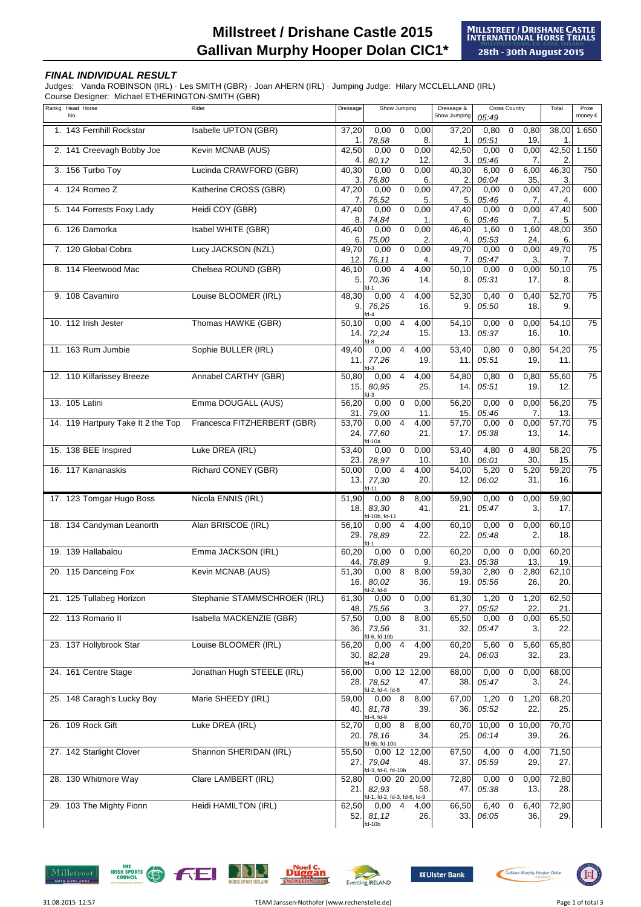# Millstreet / Drishane Castle 2015
# Gallivan Murphy Hooper Dolan CIC1*

MILLSTREET / DRISHANE CASTLE INTERNATIONAL HORSE TRIALS
Millstreet Town, Co. Cork, Ireland
28th - 30th August 2015

### *FINAL INDIVIDUAL RESULT*

Judges: Vanda ROBINSON (IRL) · Les SMITH (GBR) · Joan AHERN (IRL) · Jumping Judge: Hilary MCCLELLAND (IRL)
Course Designer: Michael ETHERINGTON-SMITH (GBR)

| Rankg | Head No. | Horse | Rider | Dressage | Show Jumping | | | Dressage & Show Jumping | Cross Country 05:49 | | | Total | Prize money € |
|---|---|---|---|---|---|---|---|---|---|---|---|---|---|
| 1. | 143 | Fernhill Rockstar | Isabelle UPTON (GBR) | 37,20 1. | 0,00 78,58 | 0 | 0,00 8. | 37,20 1. | 0,80 05:51 | 0 | 0,80 19. | 38,00 1. | 1.650 |
| 2. | 141 | Creevagh Bobby Joe | Kevin MCNAB (AUS) | 42,50 4. | 0,00 80,12 | 0 | 0,00 12. | 42,50 3. | 0,00 05:46 | 0 | 0,00 7. | 42,50 2. | 1.150 |
| 3. | 156 | Turbo Toy | Lucinda CRAWFORD (GBR) | 40,30 3. | 0,00 76,80 | 0 | 0,00 6. | 40,30 2. | 6,00 06:04 | 0 | 6,00 35. | 46,30 3. | 750 |
| 4. | 124 | Romeo Z | Katherine CROSS (GBR) | 47,20 7. | 0,00 76,52 | 0 | 0,00 5. | 47,20 5. | 0,00 05:46 | 0 | 0,00 7. | 47,20 4. | 600 |
| 5. | 144 | Forrests Foxy Lady | Heidi COY (GBR) | 47,40 8. | 0,00 74,84 | 0 | 0,00 1. | 47,40 6. | 0,00 05:46 | 0 | 0,00 7. | 47,40 5. | 500 |
| 6. | 126 | Damorka | Isabel WHITE (GBR) | 46,40 6. | 0,00 75,00 | 0 | 0,00 2. | 46,40 4. | 1,60 05:53 | 0 | 1,60 24. | 48,00 6. | 350 |
| 7. | 120 | Global Cobra | Lucy JACKSON (NZL) | 49,70 12. | 0,00 76,11 | 0 | 0,00 4. | 49,70 7. | 0,00 05:47 | 0 | 0,00 3. | 49,70 7. | 75 |
| 8. | 114 | Fleetwood Mac | Chelsea ROUND (GBR) | 46,10 5. | 0,00 70,36 fd-1 | 4 | 4,00 14. | 50,10 8. | 0,00 05:31 | 0 | 0,00 17. | 50,10 8. | 75 |
| 9. | 108 | Cavamiro | Louise BLOOMER (IRL) | 48,30 9. | 0,00 76,25 fd-4 | 4 | 4,00 16. | 52,30 9. | 0,40 05:50 | 0 | 0,40 18. | 52,70 9. | 75 |
| 10. | 112 | Irish Jester | Thomas HAWKE (GBR) | 50,10 14. | 0,00 72,24 fd-8 | 4 | 4,00 15. | 54,10 13. | 0,00 05:37 | 0 | 0,00 16. | 54,10 10. | 75 |
| 11. | 163 | Rum Jumbie | Sophie BULLER (IRL) | 49,40 11. | 0,00 77,26 fd-3 | 4 | 4,00 19. | 53,40 11. | 0,80 05:51 | 0 | 0,80 19. | 54,20 11. | 75 |
| 12. | 110 | Kilfarissey Breeze | Annabel CARTHY (GBR) | 50,80 15. | 0,00 80,95 fd-3 | 4 | 4,00 25. | 54,80 14. | 0,80 05:51 | 0 | 0,80 19. | 55,60 12. | 75 |
| 13. | 105 | Latini | Emma DOUGALL (AUS) | 56,20 31. | 0,00 79,00 | 0 | 0,00 11. | 56,20 15. | 0,00 05:46 | 0 | 0,00 7. | 56,20 13. | 75 |
| 14. | 119 | Hartpury Take It 2 the Top | Francesca FITZHERBERT (GBR) | 53,70 24. | 0,00 77,60 fd-10a | 4 | 4,00 21. | 57,70 17. | 0,00 05:38 | 0 | 0,00 13. | 57,70 14. | 75 |
| 15. | 138 | BEE Inspired | Luke DREA (IRL) | 53,40 23. | 0,00 78,97 | 0 | 0,00 10. | 53,40 10. | 4,80 06:01 | 0 | 4,80 30. | 58,20 15. | 75 |
| 16. | 117 | Kananaskis | Richard CONEY (GBR) | 50,00 13. | 0,00 77,30 fd-11 | 4 | 4,00 20. | 54,00 12. | 5,20 06:02 | 0 | 5,20 31. | 59,20 16. | 75 |
| 17. | 123 | Tomgar Hugo Boss | Nicola ENNIS (IRL) | 51,90 18. | 0,00 83,30 fd-10b, fd-11 | 8 | 8,00 41. | 59,90 21. | 0,00 05:47 | 0 | 0,00 3. | 59,90 17. | |
| 18. | 134 | Candyman Leanorth | Alan BRISCOE (IRL) | 56,10 29. | 0,00 78,89 fd-1 | 4 | 4,00 22. | 60,10 22. | 0,00 05:48 | 0 | 0,00 2. | 60,10 18. | |
| 19. | 139 | Hallabalou | Emma JACKSON (IRL) | 60,20 44. | 0,00 78,89 | 0 | 0,00 9. | 60,20 23. | 0,00 05:38 | 0 | 0,00 13. | 60,20 19. | |
| 20. | 115 | Danceing Fox | Kevin MCNAB (AUS) | 51,30 16. | 0,00 80,02 fd-2, fd-8 | 8 | 8,00 36. | 59,30 19. | 2,80 05:56 | 0 | 2,80 26. | 62,10 20. | |
| 21. | 125 | Tullabeg Horizon | Stephanie STAMMSCHROER (IRL) | 61,30 48. | 0,00 75,56 | 0 | 0,00 3. | 61,30 27. | 1,20 05:52 | 0 | 1,20 22. | 62,50 21. | |
| 22. | 113 | Romario II | Isabella MACKENZIE (GBR) | 57,50 36. | 0,00 73,56 fd-6, fd-10b | 8 | 8,00 31. | 65,50 32. | 0,00 05:47 | 0 | 0,00 3. | 65,50 22. | |
| 23. | 137 | Hollybrook Star | Louise BLOOMER (IRL) | 56,20 30. | 0,00 82,28 fd-4 | 4 | 4,00 29. | 60,20 24. | 5,60 06:03 | 0 | 5,60 32. | 65,80 23. | |
| 24. | 161 | Centre Stage | Jonathan Hugh STEELE (IRL) | 56,00 28. | 0,00 78,52 fd-2, fd-4, fd-6 | 12 | 12,00 47. | 68,00 38. | 0,00 05:47 | 0 | 0,00 3. | 68,00 24. | |
| 25. | 148 | Caragh's Lucky Boy | Marie SHEEDY (IRL) | 59,00 40. | 0,00 81,78 fd-4, fd-9 | 8 | 8,00 39. | 67,00 36. | 1,20 05:52 | 0 | 1,20 22. | 68,20 25. | |
| 26. | 109 | Rock Gift | Luke DREA (IRL) | 52,70 20. | 0,00 78,16 fd-5b, fd-10b | 8 | 8,00 34. | 60,70 25. | 10,00 06:14 | 0 | 10,00 39. | 70,70 26. | |
| 27. | 142 | Starlight Clover | Shannon SHERIDAN (IRL) | 55,50 27. | 0,00 79,04 fd-3, fd-6, fd-10b | 12 | 12,00 48. | 67,50 37. | 4,00 05:59 | 0 | 4,00 29. | 71,50 27. | |
| 28. | 130 | Whitmore Way | Clare LAMBERT (IRL) | 52,80 21. | 0,00 82,93 fd-1, fd-2, fd-3, fd-6, fd-9 | 20 | 20,00 58. | 72,80 47. | 0,00 05:38 | 0 | 0,00 13. | 72,80 28. | |
| 29. | 103 | The Mighty Fionn | Heidi HAMILTON (IRL) | 62,50 52. | 0,00 81,12 fd-10b | 4 | 4,00 26. | 66,50 33. | 6,40 06:05 | 0 | 6,40 36. | 72,90 29. | |

31.08.2015 12:57 — TEAM Janssen-Nothofer (www.rechenstelle.de)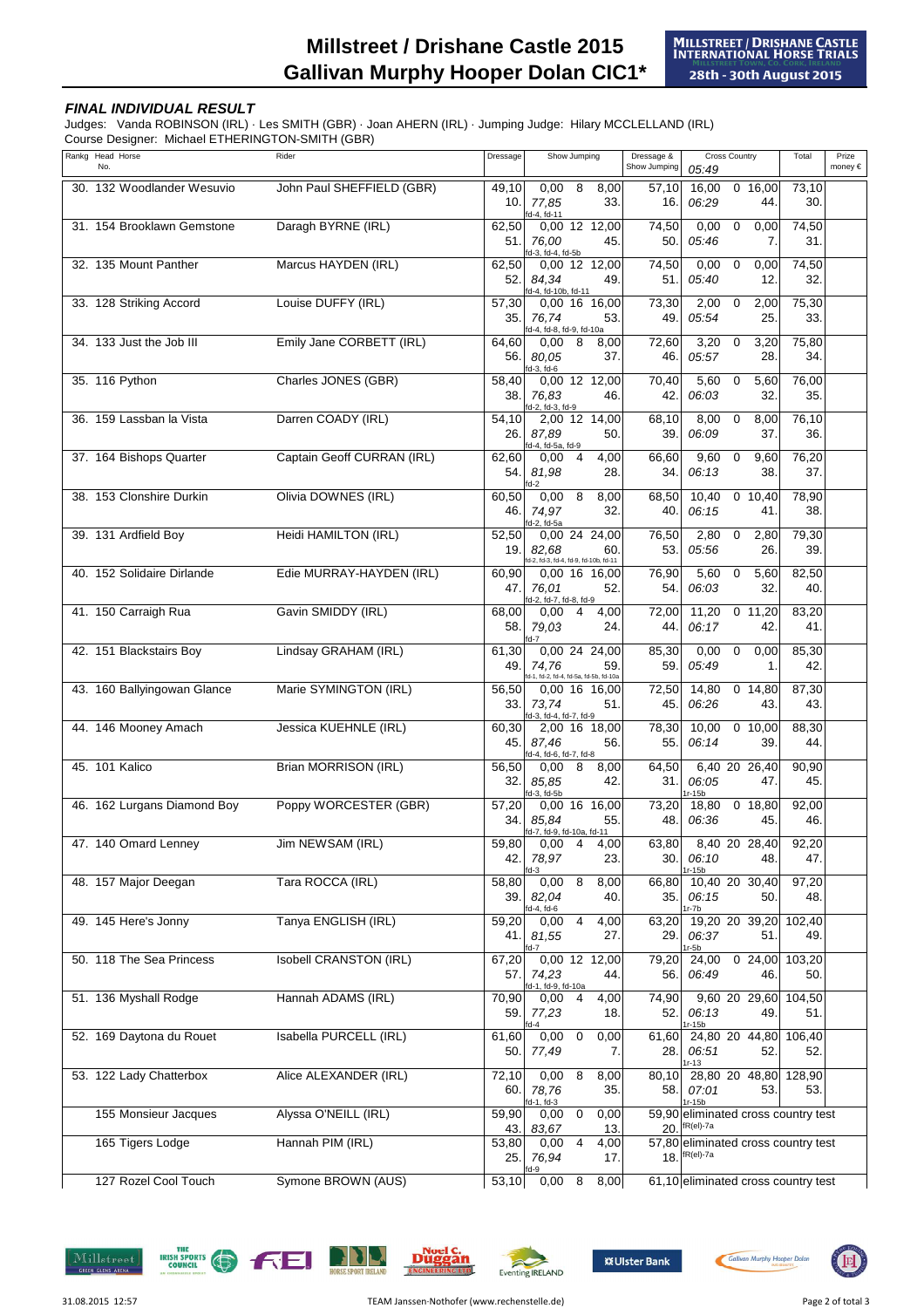# Millstreet / Drishane Castle 2015
# Gallivan Murphy Hooper Dolan CIC1*

MILLSTREET / DRISHANE CASTLE INTERNATIONAL HORSE TRIALS
Millstreet Town, Co. Cork, Ireland
28th - 30th August 2015

***FINAL INDIVIDUAL RESULT***

Judges: Vanda ROBINSON (IRL) · Les SMITH (GBR) · Joan AHERN (IRL) · Jumping Judge: Hilary MCCLELLAND (IRL)
Course Designer: Michael ETHERINGTON-SMITH (GBR)

| Rankg | Head No. | Horse | Rider | Dressage | Show Jumping | Dressage & Show Jumping | Cross Country 05:49 | Total | Prize money € |
|---|---|---|---|---|---|---|---|---|---|
| 30. | 132 | Woodlander Wesuvio | John Paul SHEFFIELD (GBR) | 49,10 / 10. | 0,00 8 8,00 / 77,85 33. / fd-4, fd-11 | 57,10 / 16. | 16,00 0 16,00 / 06:29 44. | 73,10 / 30. | |
| 31. | 154 | Brooklawn Gemstone | Daragh BYRNE (IRL) | 62,50 / 51. | 0,00 12 12,00 / 76,00 45. / fd-3, fd-4, fd-5b | 74,50 / 50. | 0,00 0 0,00 / 05:46 7. | 74,50 / 31. | |
| 32. | 135 | Mount Panther | Marcus HAYDEN (IRL) | 62,50 / 52. | 0,00 12 12,00 / 84,34 49. / fd-4, fd-10b, fd-11 | 74,50 / 51. | 0,00 0 0,00 / 05:40 12. | 74,50 / 32. | |
| 33. | 128 | Striking Accord | Louise DUFFY (IRL) | 57,30 / 35. | 0,00 16 16,00 / 76,74 53. / fd-4, fd-8, fd-9, fd-10a | 73,30 / 49. | 2,00 0 2,00 / 05:54 25. | 75,30 / 33. | |
| 34. | 133 | Just the Job III | Emily Jane CORBETT (IRL) | 64,60 / 56. | 0,00 8 8,00 / 80,05 37. / fd-3, fd-6 | 72,60 / 46. | 3,20 0 3,20 / 05:57 28. | 75,80 / 34. | |
| 35. | 116 | Python | Charles JONES (GBR) | 58,40 / 38. | 0,00 12 12,00 / 76,83 46. / fd-2, fd-3, fd-9 | 70,40 / 42. | 5,60 0 5,60 / 06:03 32. | 76,00 / 35. | |
| 36. | 159 | Lassban la Vista | Darren COADY (IRL) | 54,10 / 26. | 2,00 12 14,00 / 87,89 50. / fd-4, fd-5a, fd-9 | 68,10 / 39. | 8,00 0 8,00 / 06:09 37. | 76,10 / 36. | |
| 37. | 164 | Bishops Quarter | Captain Geoff CURRAN (IRL) | 62,60 / 54. | 0,00 4 4,00 / 81,98 28. / fd-2 | 66,60 / 34. | 9,60 0 9,60 / 06:13 38. | 76,20 / 37. | |
| 38. | 153 | Clonshire Durkin | Olivia DOWNES (IRL) | 60,50 / 46. | 0,00 8 8,00 / 74,97 32. / fd-2, fd-5a | 68,50 / 40. | 10,40 0 10,40 / 06:15 41. | 78,90 / 38. | |
| 39. | 131 | Ardfield Boy | Heidi HAMILTON (IRL) | 52,50 / 19. | 0,00 24 24,00 / 82,68 60. / fd-2, fd-3, fd-4, fd-9, fd-10b, fd-11 | 76,50 / 53. | 2,80 0 2,80 / 05:56 26. | 79,30 / 39. | |
| 40. | 152 | Solidaire Dirlande | Edie MURRAY-HAYDEN (IRL) | 60,90 / 47. | 0,00 16 16,00 / 76,01 52. / fd-2, fd-7, fd-8, fd-9 | 76,90 / 54. | 5,60 0 5,60 / 06:03 32. | 82,50 / 40. | |
| 41. | 150 | Carraigh Rua | Gavin SMIDDY (IRL) | 68,00 / 58. | 0,00 4 4,00 / 79,03 24. / fd-7 | 72,00 / 44. | 11,20 0 11,20 / 06:17 42. | 83,20 / 41. | |
| 42. | 151 | Blackstairs Boy | Lindsay GRAHAM (IRL) | 61,30 / 49. | 0,00 24 24,00 / 74,76 59. / fd-1, fd-2, fd-4, fd-5a, fd-5b, fd-10a | 85,30 / 59. | 0,00 0 0,00 / 05:49 1. | 85,30 / 42. | |
| 43. | 160 | Ballyingowan Glance | Marie SYMINGTON (IRL) | 56,50 / 33. | 0,00 16 16,00 / 73,74 51. / fd-3, fd-4, fd-7, fd-9 | 72,50 / 45. | 14,80 0 14,80 / 06:26 43. | 87,30 / 43. | |
| 44. | 146 | Mooney Amach | Jessica KUEHNLE (IRL) | 60,30 / 45. | 2,00 16 18,00 / 87,46 56. / fd-4, fd-6, fd-7, fd-8 | 78,30 / 55. | 10,00 0 10,00 / 06:14 39. | 88,30 / 44. | |
| 45. | 101 | Kalico | Brian MORRISON (IRL) | 56,50 / 32. | 0,00 8 8,00 / 85,85 42. / fd-3, fd-5b | 64,50 / 31. | 6,40 20 26,40 / 06:05 47. / 1r-15b | 90,90 / 45. | |
| 46. | 162 | Lurgans Diamond Boy | Poppy WORCESTER (GBR) | 57,20 / 34. | 0,00 16 16,00 / 85,84 55. / fd-7, fd-9, fd-10a, fd-11 | 73,20 / 48. | 18,80 0 18,80 / 06:36 45. | 92,00 / 46. | |
| 47. | 140 | Omard Lenney | Jim NEWSAM (IRL) | 59,80 / 42. | 0,00 4 4,00 / 78,97 23. / fd-3 | 63,80 / 30. | 8,40 20 28,40 / 06:10 48. / 1r-15b | 92,20 / 47. | |
| 48. | 157 | Major Deegan | Tara ROCCA (IRL) | 58,80 / 39. | 0,00 8 8,00 / 82,04 40. / fd-4, fd-6 | 66,80 / 35. | 10,40 20 30,40 / 06:15 50. / 1r-7b | 97,20 / 48. | |
| 49. | 145 | Here's Jonny | Tanya ENGLISH (IRL) | 59,20 / 41. | 0,00 4 4,00 / 81,55 27. / fd-7 | 63,20 / 29. | 19,20 20 39,20 / 06:37 51. / 1r-5b | 102,40 / 49. | |
| 50. | 118 | The Sea Princess | Isobell CRANSTON (IRL) | 67,20 / 57. | 0,00 12 12,00 / 74,23 44. / fd-1, fd-9, fd-10a | 79,20 / 56. | 24,00 0 24,00 / 06:49 46. | 103,20 / 50. | |
| 51. | 136 | Myshall Rodge | Hannah ADAMS (IRL) | 70,90 / 59. | 0,00 4 4,00 / 77,23 18. / fd-4 | 74,90 / 52. | 9,60 20 29,60 / 06:13 49. / 1r-15b | 104,50 / 51. | |
| 52. | 169 | Daytona du Rouet | Isabella PURCELL (IRL) | 61,60 / 50. | 0,00 0 0,00 / 77,49 7. | 61,60 / 28. | 24,80 20 44,80 / 06:51 52. / 1r-13 | 106,40 / 52. | |
| 53. | 122 | Lady Chatterbox | Alice ALEXANDER (IRL) | 72,10 / 60. | 0,00 8 8,00 / 78,76 35. / fd-1, fd-3 | 80,10 / 58. | 28,80 20 48,80 / 07:01 53. / 1r-15b | 128,90 / 53. | |
| | 155 | Monsieur Jacques | Alyssa O'NEILL (IRL) | 59,90 / 43. | 0,00 0 0,00 / 83,67 13. | 59,90 / 20. | eliminated cross country test / fR(el)-7a | | |
| | 165 | Tigers Lodge | Hannah PIM (IRL) | 53,80 / 25. | 0,00 4 4,00 / 76,94 17. / fd-9 | 57,80 / 18. | eliminated cross country test / fR(el)-7a | | |
| | 127 | Rozel Cool Touch | Symone BROWN (AUS) | 53,10 | 0,00 8 8,00 | 61,10 | eliminated cross country test | | |

31.08.2015 12:57 TEAM Janssen-Nothofer (www.rechenstelle.de)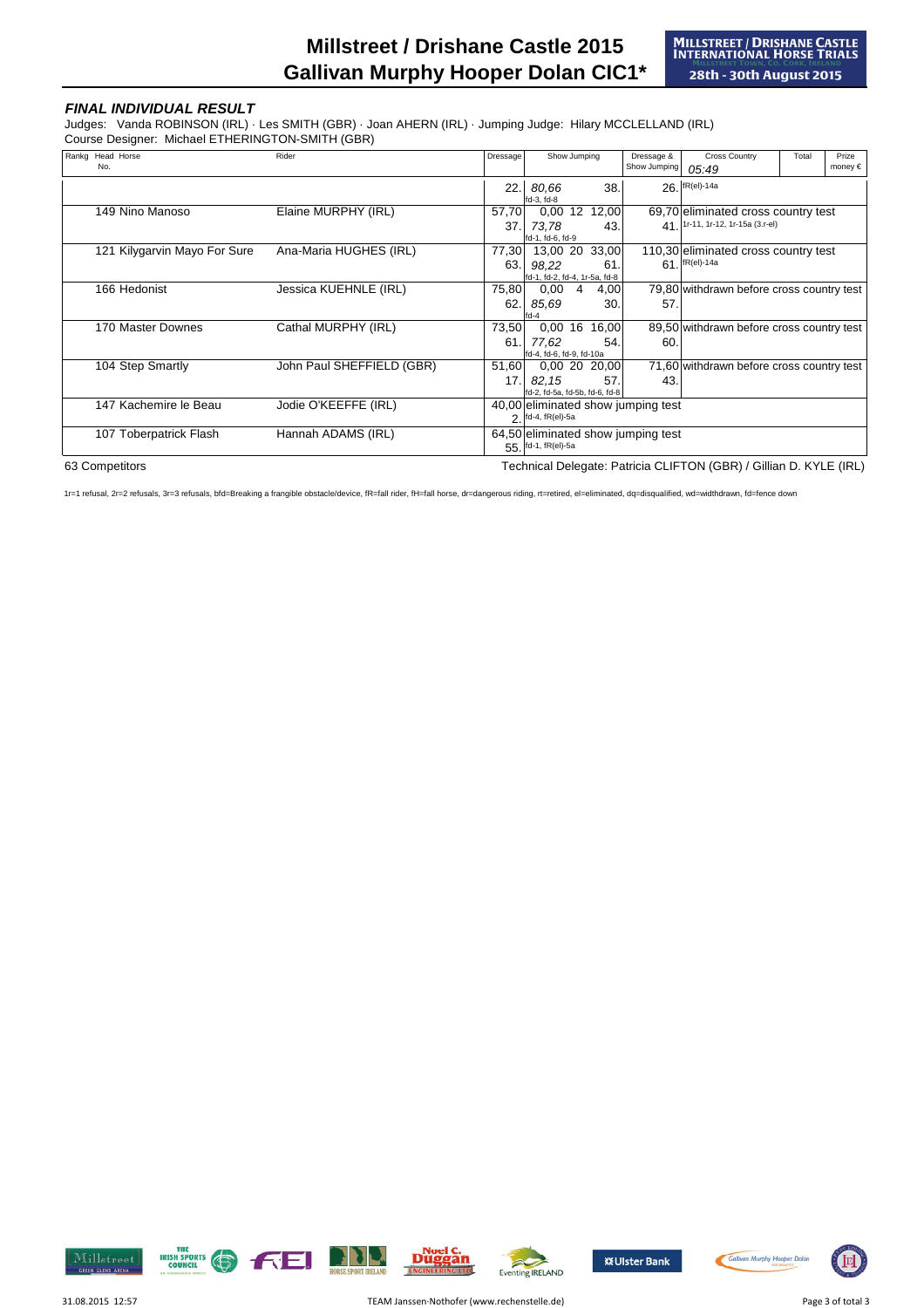# Millstreet / Drishane Castle 2015
# Gallivan Murphy Hooper Dolan CIC1*

MILLSTREET / DRISHANE CASTLE INTERNATIONAL HORSE TRIALS
MILLSTREET TOWN, CO. CORK, IRELAND
28th - 30th August 2015

***FINAL INDIVIDUAL RESULT***

Judges: Vanda ROBINSON (IRL) · Les SMITH (GBR) · Joan AHERN (IRL) · Jumping Judge: Hilary MCCLELLAND (IRL)
Course Designer: Michael ETHERINGTON-SMITH (GBR)

| Rankg | Head No. | Horse | Rider | Dressage | Show Jumping | Dressage & Show Jumping | Cross Country 05:49 | Total | Prize money € |
|---|---|---|---|---|---|---|---|---|---|
| | | | | 22. | *80,66* 38. fd-3, fd-8 | | 26. fR(el)-14a | | |
| | 149 | Nino Manoso | Elaine MURPHY (IRL) | 57,70 37. | 0,00 12 12,00 *73,78* 43. fd-1, fd-6, fd-9 | 69,70 41. | eliminated cross country test 1r-11, 1r-12, 1r-15a (3.r-el) | | |
| | 121 | Kilygarvin Mayo For Sure | Ana-Maria HUGHES (IRL) | 77,30 63. | 13,00 20 33,00 *98,22* 61. fd-1, fd-2, fd-4, 1r-5a, fd-8 | 110,30 61. | eliminated cross country test fR(el)-14a | | |
| | 166 | Hedonist | Jessica KUEHNLE (IRL) | 75,80 62. | 0,00 4 4,00 *85,69* 30. fd-4 | 79,80 57. | withdrawn before cross country test | | |
| | 170 | Master Downes | Cathal MURPHY (IRL) | 73,50 61. | 0,00 16 16,00 *77,62* 54. fd-4, fd-6, fd-9, fd-10a | 89,50 60. | withdrawn before cross country test | | |
| | 104 | Step Smartly | John Paul SHEFFIELD (GBR) | 51,60 17. | 0,00 20 20,00 *82,15* 57. fd-2, fd-5a, fd-5b, fd-6, fd-8 | 71,60 43. | withdrawn before cross country test | | |
| | 147 | Kachemire le Beau | Jodie O'KEEFFE (IRL) | 40,00 2. | eliminated show jumping test fd-4, fR(el)-5a | | | | |
| | 107 | Toberpatrick Flash | Hannah ADAMS (IRL) | 64,50 55. | eliminated show jumping test fd-1, fR(el)-5a | | | | |

63 Competitors

Technical Delegate: Patricia CLIFTON (GBR) / Gillian D. KYLE (IRL)

1r=1 refusal, 2r=2 refusals, 3r=3 refusals, bfd=Breaking a frangible obstacle/device, fR=fall rider, fH=fall horse, dr=dangerous riding, rt=retired, el=eliminated, dq=disqualified, wd=widthdrawn, fd=fence down

31.08.2015 12:57 TEAM Janssen-Nothofer (www.rechenstelle.de)